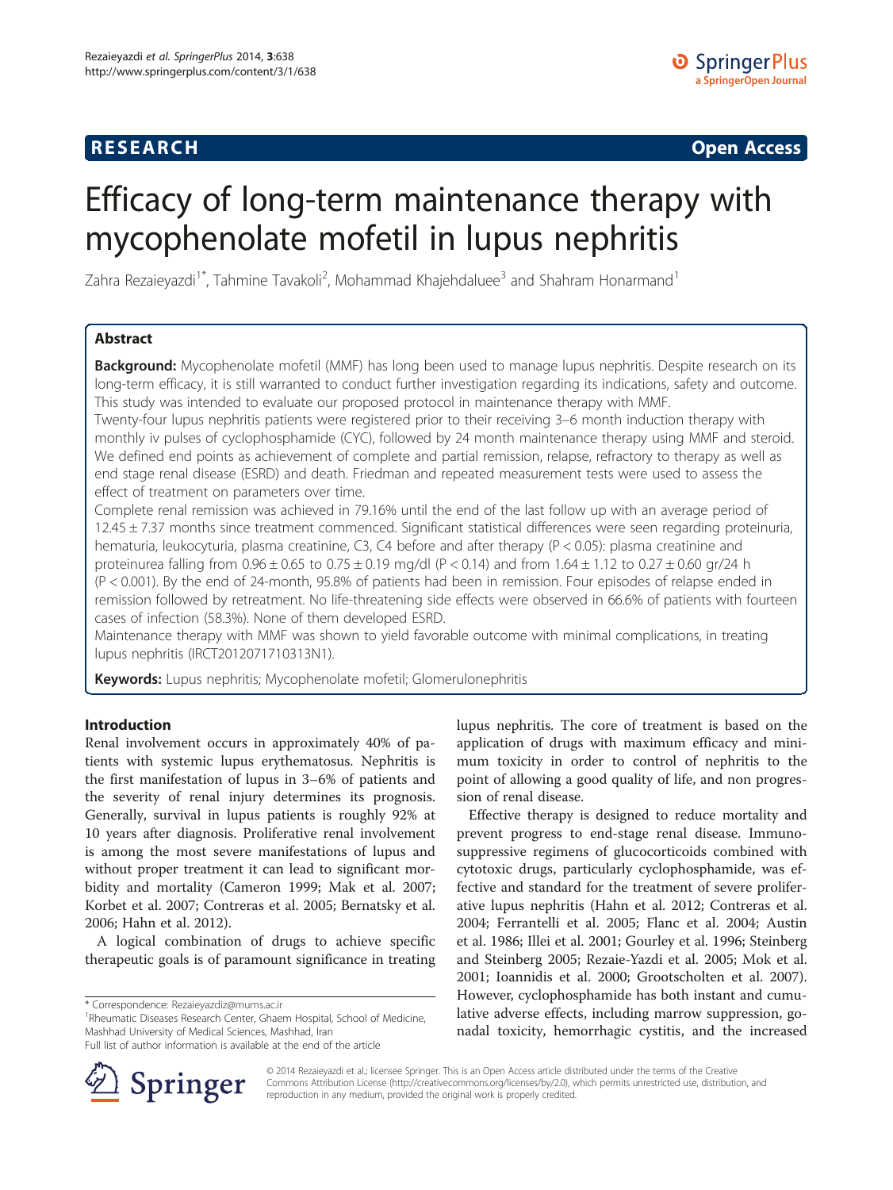RESEARCH Open Access

# Efficacy of long-term maintenance therapy with mycophenolate mofetil in lupus nephritis

Zahra Rezaieyazdi[1*], Tahmine Tavakoli[2], Mohammad Khajehdaluee[3] and Shahram Honarmand[1]

## Abstract

**Background:** Mycophenolate mofetil (MMF) has long been used to manage lupus nephritis. Despite research on its long-term efficacy, it is still warranted to conduct further investigation regarding its indications, safety and outcome. This study was intended to evaluate our proposed protocol in maintenance therapy with MMF.

Twenty-four lupus nephritis patients were registered prior to their receiving 3–6 month induction therapy with monthly iv pulses of cyclophosphamide (CYC), followed by 24 month maintenance therapy using MMF and steroid. We defined end points as achievement of complete and partial remission, relapse, refractory to therapy as well as end stage renal disease (ESRD) and death. Friedman and repeated measurement tests were used to assess the effect of treatment on parameters over time.

Complete renal remission was achieved in 79.16% until the end of the last follow up with an average period of 12.45 ± 7.37 months since treatment commenced. Significant statistical differences were seen regarding proteinuria, hematuria, leukocyturia, plasma creatinine, C3, C4 before and after therapy ($P < 0.05$): plasma creatinine and proteinurea falling from 0.96 ± 0.65 to 0.75 ± 0.19 mg/dl ($P < 0.14$) and from 1.64 ± 1.12 to 0.27 ± 0.60 gr/24 h ($P < 0.001$). By the end of 24-month, 95.8% of patients had been in remission. Four episodes of relapse ended in remission followed by retreatment. No life-threatening side effects were observed in 66.6% of patients with fourteen cases of infection (58.3%). None of them developed ESRD.

Maintenance therapy with MMF was shown to yield favorable outcome with minimal complications, in treating lupus nephritis (IRCT2012071710313N1).

**Keywords:** Lupus nephritis; Mycophenolate mofetil; Glomerulonephritis

## Introduction

Renal involvement occurs in approximately 40% of patients with systemic lupus erythematosus. Nephritis is the first manifestation of lupus in 3–6% of patients and the severity of renal injury determines its prognosis. Generally, survival in lupus patients is roughly 92% at 10 years after diagnosis. Proliferative renal involvement is among the most severe manifestations of lupus and without proper treatment it can lead to significant morbidity and mortality (Cameron 1999; Mak et al. 2007; Korbet et al. 2007; Contreras et al. 2005; Bernatsky et al. 2006; Hahn et al. 2012).

A logical combination of drugs to achieve specific therapeutic goals is of paramount significance in treating lupus nephritis. The core of treatment is based on the application of drugs with maximum efficacy and minimum toxicity in order to control of nephritis to the point of allowing a good quality of life, and non progression of renal disease.

Effective therapy is designed to reduce mortality and prevent progress to end-stage renal disease. Immunosuppressive regimens of glucocorticoids combined with cytotoxic drugs, particularly cyclophosphamide, was effective and standard for the treatment of severe proliferative lupus nephritis (Hahn et al. 2012; Contreras et al. 2004; Ferrantelli et al. 2005; Flanc et al. 2004; Austin et al. 1986; Illei et al. 2001; Gourley et al. 1996; Steinberg and Steinberg 2005; Rezaie-Yazdi et al. 2005; Mok et al. 2001; Ioannidis et al. 2000; Grootscholten et al. 2007). However, cyclophosphamide has both instant and cumulative adverse effects, including marrow suppression, gonadal toxicity, hemorrhagic cystitis, and the increased

\* Correspondence: Rezaieyazdiz@mums.ac.ir
[1]Rheumatic Diseases Research Center, Ghaem Hospital, School of Medicine, Mashhad University of Medical Sciences, Mashhad, Iran
Full list of author information is available at the end of the article

© 2014 Rezaieyazdi et al.; licensee Springer. This is an Open Access article distributed under the terms of the Creative Commons Attribution License (http://creativecommons.org/licenses/by/2.0), which permits unrestricted use, distribution, and reproduction in any medium, provided the original work is properly credited.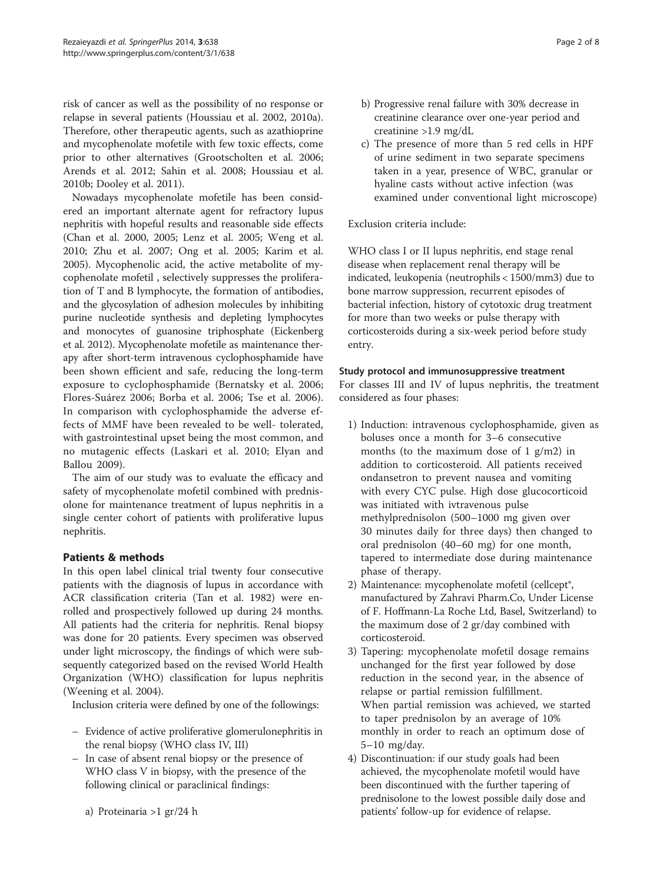risk of cancer as well as the possibility of no response or relapse in several patients (Houssiau et al. 2002, 2010a). Therefore, other therapeutic agents, such as azathioprine and mycophenolate mofetile with few toxic effects, come prior to other alternatives (Grootscholten et al. 2006; Arends et al. 2012; Sahin et al. 2008; Houssiau et al. 2010b; Dooley et al. 2011).

Nowadays mycophenolate mofetile has been considered an important alternate agent for refractory lupus nephritis with hopeful results and reasonable side effects (Chan et al. 2000, 2005; Lenz et al. 2005; Weng et al. 2010; Zhu et al. 2007; Ong et al. 2005; Karim et al. 2005). Mycophenolic acid, the active metabolite of mycophenolate mofetil , selectively suppresses the proliferation of T and B lymphocyte, the formation of antibodies, and the glycosylation of adhesion molecules by inhibiting purine nucleotide synthesis and depleting lymphocytes and monocytes of guanosine triphosphate (Eickenberg et al. 2012). Mycophenolate mofetile as maintenance therapy after short-term intravenous cyclophosphamide have been shown efficient and safe, reducing the long-term exposure to cyclophosphamide (Bernatsky et al. 2006; Flores-Suárez 2006; Borba et al. 2006; Tse et al. 2006). In comparison with cyclophosphamide the adverse effects of MMF have been revealed to be well- tolerated, with gastrointestinal upset being the most common, and no mutagenic effects (Laskari et al. 2010; Elyan and Ballou 2009).

The aim of our study was to evaluate the efficacy and safety of mycophenolate mofetil combined with prednisolone for maintenance treatment of lupus nephritis in a single center cohort of patients with proliferative lupus nephritis.

## Patients & methods

In this open label clinical trial twenty four consecutive patients with the diagnosis of lupus in accordance with ACR classification criteria (Tan et al. 1982) were enrolled and prospectively followed up during 24 months. All patients had the criteria for nephritis. Renal biopsy was done for 20 patients. Every specimen was observed under light microscopy, the findings of which were subsequently categorized based on the revised World Health Organization (WHO) classification for lupus nephritis (Weening et al. 2004).

Inclusion criteria were defined by one of the followings:

- Evidence of active proliferative glomerulonephritis in the renal biopsy (WHO class IV, III)
- In case of absent renal biopsy or the presence of WHO class V in biopsy, with the presence of the following clinical or paraclinical findings:

    a) Proteinaria >1 gr/24 h
    b) Progressive renal failure with 30% decrease in creatinine clearance over one-year period and creatinine >1.9 mg/dL
    c) The presence of more than 5 red cells in HPF of urine sediment in two separate specimens taken in a year, presence of WBC, granular or hyaline casts without active infection (was examined under conventional light microscope)

Exclusion criteria include:

WHO class I or II lupus nephritis, end stage renal disease when replacement renal therapy will be indicated, leukopenia (neutrophils < 1500/mm3) due to bone marrow suppression, recurrent episodes of bacterial infection, history of cytotoxic drug treatment for more than two weeks or pulse therapy with corticosteroids during a six-week period before study entry.

### Study protocol and immunosuppressive treatment

For classes III and IV of lupus nephritis, the treatment considered as four phases:

1) Induction: intravenous cyclophosphamide, given as boluses once a month for 3–6 consecutive months (to the maximum dose of 1 g/m2) in addition to corticosteroid. All patients received ondansetron to prevent nausea and vomiting with every CYC pulse. High dose glucocorticoid was initiated with ivtravenous pulse methylprednisolon (500–1000 mg given over 30 minutes daily for three days) then changed to oral prednisolon (40–60 mg) for one month, tapered to intermediate dose during maintenance phase of therapy.
2) Maintenance: mycophenolate mofetil (cellcept®, manufactured by Zahravi Pharm.Co, Under License of F. Hoffmann-La Roche Ltd, Basel, Switzerland) to the maximum dose of 2 gr/day combined with corticosteroid.
3) Tapering: mycophenolate mofetil dosage remains unchanged for the first year followed by dose reduction in the second year, in the absence of relapse or partial remission fulfillment. When partial remission was achieved, we started to taper prednisolon by an average of 10% monthly in order to reach an optimum dose of 5–10 mg/day.
4) Discontinuation: if our study goals had been achieved, the mycophenolate mofetil would have been discontinued with the further tapering of prednisolone to the lowest possible daily dose and patients' follow-up for evidence of relapse.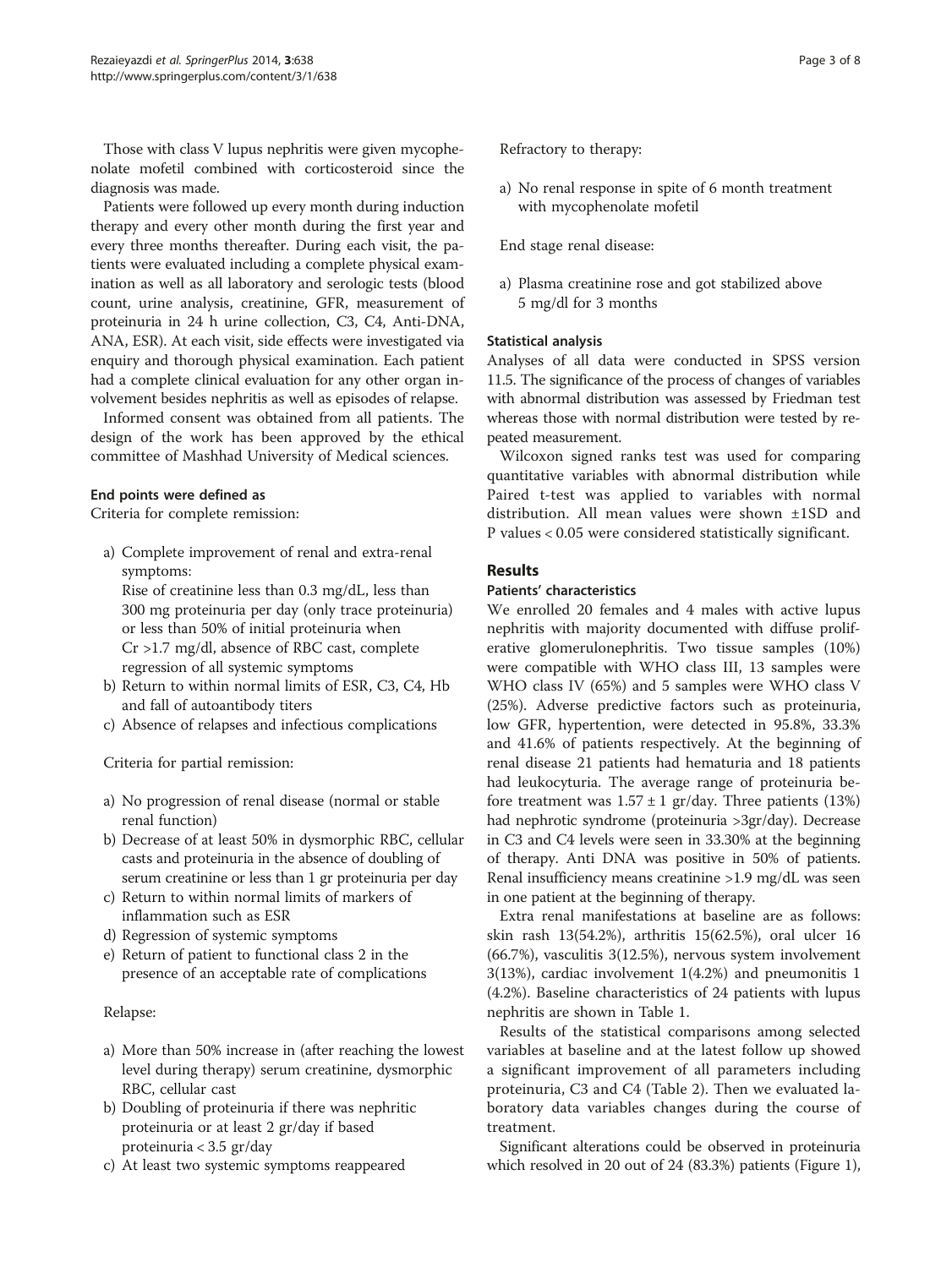Those with class V lupus nephritis were given mycophenolate mofetil combined with corticosteroid since the diagnosis was made.

Patients were followed up every month during induction therapy and every other month during the first year and every three months thereafter. During each visit, the patients were evaluated including a complete physical examination as well as all laboratory and serologic tests (blood count, urine analysis, creatinine, GFR, measurement of proteinuria in 24 h urine collection, C3, C4, Anti-DNA, ANA, ESR). At each visit, side effects were investigated via enquiry and thorough physical examination. Each patient had a complete clinical evaluation for any other organ involvement besides nephritis as well as episodes of relapse.

Informed consent was obtained from all patients. The design of the work has been approved by the ethical committee of Mashhad University of Medical sciences.

#### End points were defined as

Criteria for complete remission:

a) Complete improvement of renal and extra-renal symptoms:
   Rise of creatinine less than 0.3 mg/dL, less than 300 mg proteinuria per day (only trace proteinuria) or less than 50% of initial proteinuria when Cr >1.7 mg/dl, absence of RBC cast, complete regression of all systemic symptoms
b) Return to within normal limits of ESR, C3, C4, Hb and fall of autoantibody titers
c) Absence of relapses and infectious complications

Criteria for partial remission:

a) No progression of renal disease (normal or stable renal function)
b) Decrease of at least 50% in dysmorphic RBC, cellular casts and proteinuria in the absence of doubling of serum creatinine or less than 1 gr proteinuria per day
c) Return to within normal limits of markers of inflammation such as ESR
d) Regression of systemic symptoms
e) Return of patient to functional class 2 in the presence of an acceptable rate of complications

Relapse:

a) More than 50% increase in (after reaching the lowest level during therapy) serum creatinine, dysmorphic RBC, cellular cast
b) Doubling of proteinuria if there was nephritic proteinuria or at least 2 gr/day if based proteinuria < 3.5 gr/day
c) At least two systemic symptoms reappeared

Refractory to therapy:

a) No renal response in spite of 6 month treatment with mycophenolate mofetil

End stage renal disease:

a) Plasma creatinine rose and got stabilized above 5 mg/dl for 3 months

#### Statistical analysis

Analyses of all data were conducted in SPSS version 11.5. The significance of the process of changes of variables with abnormal distribution was assessed by Friedman test whereas those with normal distribution were tested by repeated measurement.

Wilcoxon signed ranks test was used for comparing quantitative variables with abnormal distribution while Paired t-test was applied to variables with normal distribution. All mean values were shown ±1SD and P values < 0.05 were considered statistically significant.

## Results

#### Patients' characteristics

We enrolled 20 females and 4 males with active lupus nephritis with majority documented with diffuse proliferative glomerulonephritis. Two tissue samples (10%) were compatible with WHO class III, 13 samples were WHO class IV (65%) and 5 samples were WHO class V (25%). Adverse predictive factors such as proteinuria, low GFR, hypertention, were detected in 95.8%, 33.3% and 41.6% of patients respectively. At the beginning of renal disease 21 patients had hematuria and 18 patients had leukocyturia. The average range of proteinuria before treatment was 1.57 ± 1 gr/day. Three patients (13%) had nephrotic syndrome (proteinuria >3gr/day). Decrease in C3 and C4 levels were seen in 33.30% at the beginning of therapy. Anti DNA was positive in 50% of patients. Renal insufficiency means creatinine >1.9 mg/dL was seen in one patient at the beginning of therapy.

Extra renal manifestations at baseline are as follows: skin rash 13(54.2%), arthritis 15(62.5%), oral ulcer 16 (66.7%), vasculitis 3(12.5%), nervous system involvement 3(13%), cardiac involvement 1(4.2%) and pneumonitis 1 (4.2%). Baseline characteristics of 24 patients with lupus nephritis are shown in Table 1.

Results of the statistical comparisons among selected variables at baseline and at the latest follow up showed a significant improvement of all parameters including proteinuria, C3 and C4 (Table 2). Then we evaluated laboratory data variables changes during the course of treatment.

Significant alterations could be observed in proteinuria which resolved in 20 out of 24 (83.3%) patients (Figure 1),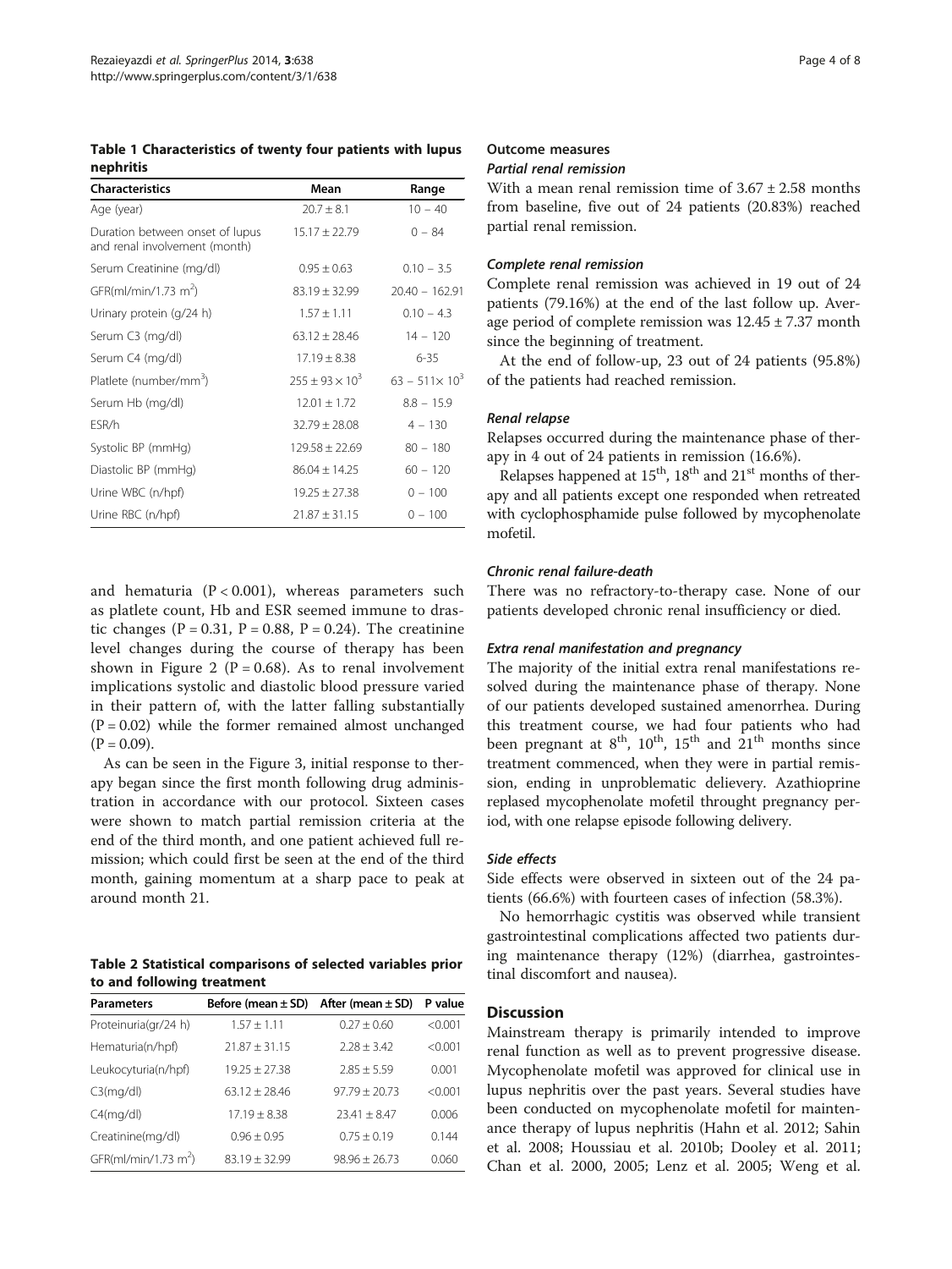**Table 1 Characteristics of twenty four patients with lupus nephritis**

| Characteristics | Mean | Range |
|---|---|---|
| Age (year) | 20.7 ± 8.1 | 10 – 40 |
| Duration between onset of lupus and renal involvement (month) | 15.17 ± 22.79 | 0 – 84 |
| Serum Creatinine (mg/dl) | 0.95 ± 0.63 | 0.10 – 3.5 |
| GFR(ml/min/1.73 $m^2$) | 83.19 ± 32.99 | 20.40 – 162.91 |
| Urinary protein (g/24 h) | 1.57 ± 1.11 | 0.10 – 4.3 |
| Serum C3 (mg/dl) | 63.12 ± 28.46 | 14 – 120 |
| Serum C4 (mg/dl) | 17.19 ± 8.38 | 6-35 |
| Platlete (number/$mm^3$) | $255 \pm 93 \times 10^3$ | $63 - 511 \times 10^3$ |
| Serum Hb (mg/dl) | 12.01 ± 1.72 | 8.8 – 15.9 |
| ESR/h | 32.79 ± 28.08 | 4 – 130 |
| Systolic BP (mmHg) | 129.58 ± 22.69 | 80 – 180 |
| Diastolic BP (mmHg) | 86.04 ± 14.25 | 60 – 120 |
| Urine WBC (n/hpf) | 19.25 ± 27.38 | 0 – 100 |
| Urine RBC (n/hpf) | 21.87 ± 31.15 | 0 – 100 |

and hematuria ($P < 0.001$), whereas parameters such as platlete count, Hb and ESR seemed immune to drastic changes ($P = 0.31$, $P = 0.88$, $P = 0.24$). The creatinine level changes during the course of therapy has been shown in Figure 2 ($P = 0.68$). As to renal involvement implications systolic and diastolic blood pressure varied in their pattern of, with the latter falling substantially ($P = 0.02$) while the former remained almost unchanged ($P = 0.09$).

As can be seen in the Figure 3, initial response to therapy began since the first month following drug administration in accordance with our protocol. Sixteen cases were shown to match partial remission criteria at the end of the third month, and one patient achieved full remission; which could first be seen at the end of the third month, gaining momentum at a sharp pace to peak at around month 21.

**Table 2 Statistical comparisons of selected variables prior to and following treatment**

| Parameters | Before (mean ± SD) | After (mean ± SD) | P value |
|---|---|---|---|
| Proteinuria(gr/24 h) | 1.57 ± 1.11 | 0.27 ± 0.60 | <0.001 |
| Hematuria(n/hpf) | 21.87 ± 31.15 | 2.28 ± 3.42 | <0.001 |
| Leukocyturia(n/hpf) | 19.25 ± 27.38 | 2.85 ± 5.59 | 0.001 |
| C3(mg/dl) | 63.12 ± 28.46 | 97.79 ± 20.73 | <0.001 |
| C4(mg/dl) | 17.19 ± 8.38 | 23.41 ± 8.47 | 0.006 |
| Creatinine(mg/dl) | 0.96 ± 0.95 | 0.75 ± 0.19 | 0.144 |
| GFR(ml/min/1.73 $m^2$) | 83.19 ± 32.99 | 98.96 ± 26.73 | 0.060 |

### Outcome measures

#### *Partial renal remission*

With a mean renal remission time of 3.67 ± 2.58 months from baseline, five out of 24 patients (20.83%) reached partial renal remission.

#### *Complete renal remission*

Complete renal remission was achieved in 19 out of 24 patients (79.16%) at the end of the last follow up. Average period of complete remission was 12.45 ± 7.37 month since the beginning of treatment.

At the end of follow-up, 23 out of 24 patients (95.8%) of the patients had reached remission.

#### *Renal relapse*

Relapses occurred during the maintenance phase of therapy in 4 out of 24 patients in remission (16.6%).

Relapses happened at 15th, 18th and 21st months of therapy and all patients except one responded when retreated with cyclophosphamide pulse followed by mycophenolate mofetil.

#### *Chronic renal failure-death*

There was no refractory-to-therapy case. None of our patients developed chronic renal insufficiency or died.

#### *Extra renal manifestation and pregnancy*

The majority of the initial extra renal manifestations resolved during the maintenance phase of therapy. None of our patients developed sustained amenorrhea. During this treatment course, we had four patients who had been pregnant at 8th, 10th, 15th and 21th months since treatment commenced, when they were in partial remission, ending in unproblematic delievery. Azathioprine replased mycophenolate mofetil throught pregnancy period, with one relapse episode following delivery.

#### *Side effects*

Side effects were observed in sixteen out of the 24 patients (66.6%) with fourteen cases of infection (58.3%).

No hemorrhagic cystitis was observed while transient gastrointestinal complications affected two patients during maintenance therapy (12%) (diarrhea, gastrointestinal discomfort and nausea).

## Discussion

Mainstream therapy is primarily intended to improve renal function as well as to prevent progressive disease. Mycophenolate mofetil was approved for clinical use in lupus nephritis over the past years. Several studies have been conducted on mycophenolate mofetil for maintenance therapy of lupus nephritis (Hahn et al. 2012; Sahin et al. 2008; Houssiau et al. 2010b; Dooley et al. 2011; Chan et al. 2000, 2005; Lenz et al. 2005; Weng et al.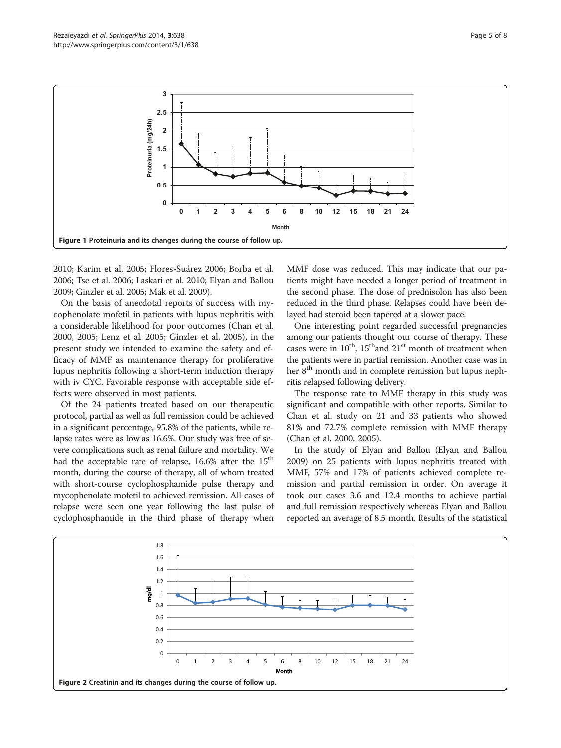Figure 1 Proteinuria and its changes during the course of follow up.

2010; Karim et al. 2005; Flores-Suárez 2006; Borba et al. 2006; Tse et al. 2006; Laskari et al. 2010; Elyan and Ballou 2009; Ginzler et al. 2005; Mak et al. 2009).

On the basis of anecdotal reports of success with mycophenolate mofetil in patients with lupus nephritis with a considerable likelihood for poor outcomes (Chan et al. 2000, 2005; Lenz et al. 2005; Ginzler et al. 2005), in the present study we intended to examine the safety and efficacy of MMF as maintenance therapy for proliferative lupus nephritis following a short-term induction therapy with iv CYC. Favorable response with acceptable side effects were observed in most patients.

Of the 24 patients treated based on our therapeutic protocol, partial as well as full remission could be achieved in a significant percentage, 95.8% of the patients, while relapse rates were as low as 16.6%. Our study was free of severe complications such as renal failure and mortality. We had the acceptable rate of relapse, 16.6% after the 15[th] month, during the course of therapy, all of whom treated with short-course cyclophosphamide pulse therapy and mycophenolate mofetil to achieved remission. All cases of relapse were seen one year following the last pulse of cyclophosphamide in the third phase of therapy when MMF dose was reduced. This may indicate that our patients might have needed a longer period of treatment in the second phase. The dose of prednisolon has also been reduced in the third phase. Relapses could have been delayed had steroid been tapered at a slower pace.

One interesting point regarded successful pregnancies among our patients thought our course of therapy. These cases were in 10[th], 15[th]and 21[st] month of treatment when the patients were in partial remission. Another case was in her 8[th] month and in complete remission but lupus nephritis relapsed following delivery.

The response rate to MMF therapy in this study was significant and compatible with other reports. Similar to Chan et al. study on 21 and 33 patients who showed 81% and 72.7% complete remission with MMF therapy (Chan et al. 2000, 2005).

In the study of Elyan and Ballou (Elyan and Ballou 2009) on 25 patients with lupus nephritis treated with MMF, 57% and 17% of patients achieved complete remission and partial remission in order. On average it took our cases 3.6 and 12.4 months to achieve partial and full remission respectively whereas Elyan and Ballou reported an average of 8.5 month. Results of the statistical

Figure 2 Creatinin and its changes during the course of follow up.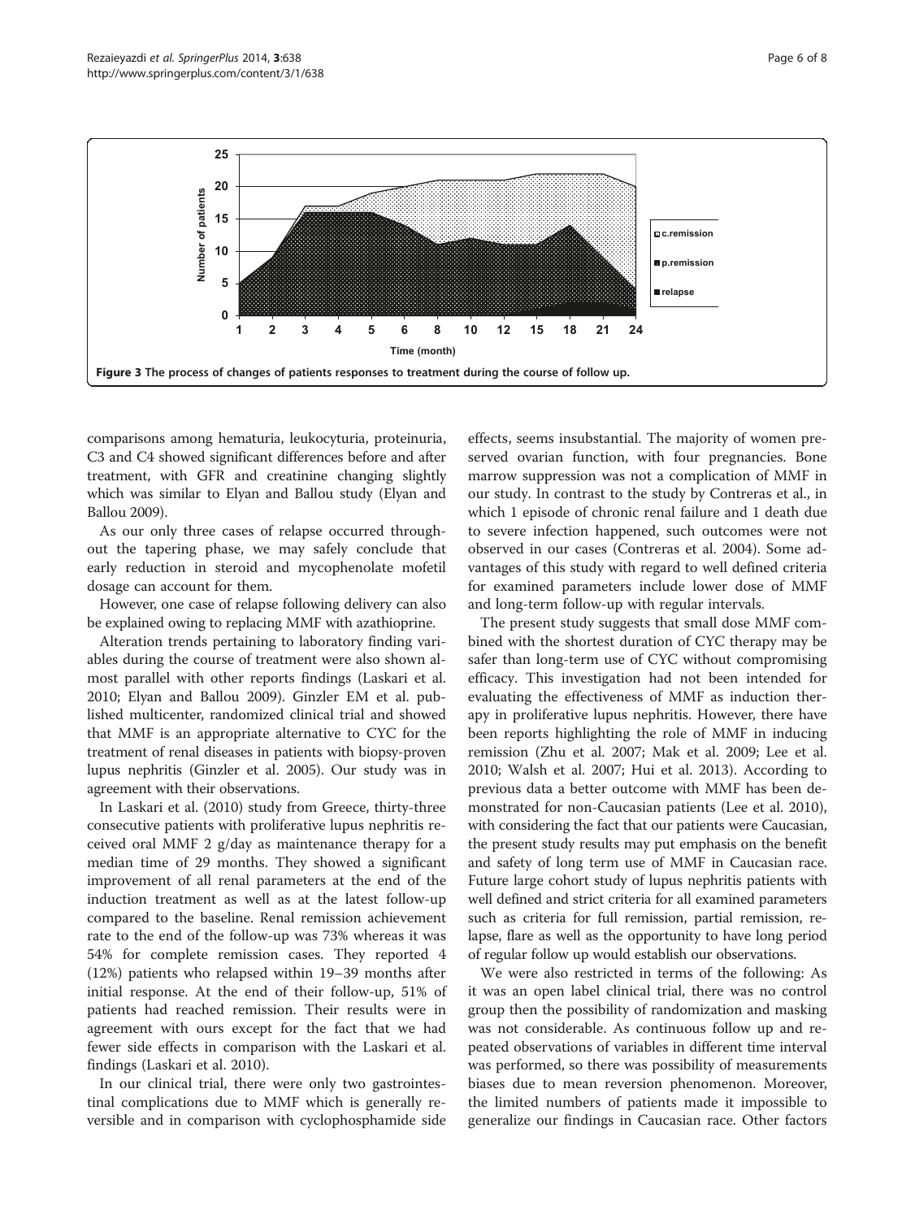Figure 3 The process of changes of patients responses to treatment during the course of follow up.

comparisons among hematuria, leukocyturia, proteinuria, C3 and C4 showed significant differences before and after treatment, with GFR and creatinine changing slightly which was similar to Elyan and Ballou study (Elyan and Ballou 2009).

As our only three cases of relapse occurred throughout the tapering phase, we may safely conclude that early reduction in steroid and mycophenolate mofetil dosage can account for them.

However, one case of relapse following delivery can also be explained owing to replacing MMF with azathioprine.

Alteration trends pertaining to laboratory finding variables during the course of treatment were also shown almost parallel with other reports findings (Laskari et al. 2010; Elyan and Ballou 2009). Ginzler EM et al. published multicenter, randomized clinical trial and showed that MMF is an appropriate alternative to CYC for the treatment of renal diseases in patients with biopsy-proven lupus nephritis (Ginzler et al. 2005). Our study was in agreement with their observations.

In Laskari et al. (2010) study from Greece, thirty-three consecutive patients with proliferative lupus nephritis received oral MMF 2 g/day as maintenance therapy for a median time of 29 months. They showed a significant improvement of all renal parameters at the end of the induction treatment as well as at the latest follow-up compared to the baseline. Renal remission achievement rate to the end of the follow-up was 73% whereas it was 54% for complete remission cases. They reported 4 (12%) patients who relapsed within 19–39 months after initial response. At the end of their follow-up, 51% of patients had reached remission. Their results were in agreement with ours except for the fact that we had fewer side effects in comparison with the Laskari et al. findings (Laskari et al. 2010).

In our clinical trial, there were only two gastrointestinal complications due to MMF which is generally reversible and in comparison with cyclophosphamide side effects, seems insubstantial. The majority of women preserved ovarian function, with four pregnancies. Bone marrow suppression was not a complication of MMF in our study. In contrast to the study by Contreras et al., in which 1 episode of chronic renal failure and 1 death due to severe infection happened, such outcomes were not observed in our cases (Contreras et al. 2004). Some advantages of this study with regard to well defined criteria for examined parameters include lower dose of MMF and long-term follow-up with regular intervals.

The present study suggests that small dose MMF combined with the shortest duration of CYC therapy may be safer than long-term use of CYC without compromising efficacy. This investigation had not been intended for evaluating the effectiveness of MMF as induction therapy in proliferative lupus nephritis. However, there have been reports highlighting the role of MMF in inducing remission (Zhu et al. 2007; Mak et al. 2009; Lee et al. 2010; Walsh et al. 2007; Hui et al. 2013). According to previous data a better outcome with MMF has been demonstrated for non-Caucasian patients (Lee et al. 2010), with considering the fact that our patients were Caucasian, the present study results may put emphasis on the benefit and safety of long term use of MMF in Caucasian race. Future large cohort study of lupus nephritis patients with well defined and strict criteria for all examined parameters such as criteria for full remission, partial remission, relapse, flare as well as the opportunity to have long period of regular follow up would establish our observations.

We were also restricted in terms of the following: As it was an open label clinical trial, there was no control group then the possibility of randomization and masking was not considerable. As continuous follow up and repeated observations of variables in different time interval was performed, so there was possibility of measurements biases due to mean reversion phenomenon. Moreover, the limited numbers of patients made it impossible to generalize our findings in Caucasian race. Other factors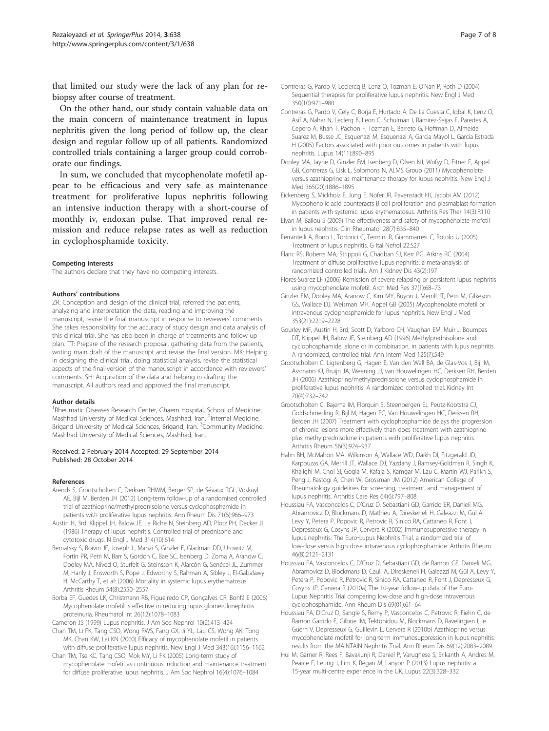that limited our study were the lack of any plan for rebiopsy after course of treatment.

On the other hand, our study contain valuable data on the main concern of maintenance treatment in lupus nephritis given the long period of follow up, the clear design and regular follow up of all patients. Randomized controlled trials containing a larger group could corroborate our findings.

In sum, we concluded that mycophenolate mofetil appear to be efficacious and very safe as maintenance treatment for proliferative lupus nephritis following an intensive induction therapy with a short-course of monthly iv, endoxan pulse. That improved renal remission and reduce relapse rates as well as reduction in cyclophosphamide toxicity.

#### Competing interests

The authors declare that they have no competing interests.

#### Authors' contributions

ZR: Conception and design of the clinical trial, referred the patients, analyzing and interpretation the data, reading and improving the manuscript, revise the final manuscript in response to reviewers' comments. She takes responsibility for the accuracy of study design and data analysis of this clinical trial. She has also been in charge of treatments and follow up plan. TT: Prepare of the research proposal, gathering data from the patients, writing main draft of the manuscript and revise the final version. MK: Helping in designing the clinical trial, doing statistical analysis, revise the statistical aspects of the final version of the maneuscript in accordance with reviewers' comments. SH: Acquisition of the data and helping in drafting the manuscript. All authors read and approved the final manuscript.

#### Author details

[1]Rheumatic Diseases Research Center, Ghaem Hospital, School of Medicine, Mashhad University of Medical Sciences, Mashhad, Iran. [2]Internal Medicine, Brigand University of Medical Sciences, Brigand, Iran. [3]Community Medicine, Mashhad University of Medical Sciences, Mashhad, Iran.

Received: 2 February 2014 Accepted: 29 September 2014
Published: 28 October 2014

#### References

Arends S, Grootscholten C, Derksen RHWM, Berger SP, de Sévaux RGL, Voskuyl AE, Bijl M, Berden JH (2012) Long-term follow-up of a randomised controlled trial of azathioprine/methylprednisolone versus cyclophosphamide in patients with proliferative lupus nephritis. Ann Rheum Dis 71(6):966–973

Austin H, 3rd, Klippel JH, Balow JE, Le Riche N, Steinberg AD, Plotz PH, Decker JL (1986) Therapy of lupus nephritis. Controlled trial of prednisone and cytotoxic drugs. N Engl J Med 314(10):614

Bernatsky S, Boivin JF, Joseph L, Manzi S, Ginzler E, Gladman DD, Urowitz M, Fortin PR, Petri M, Barr S, Gordon C, Bae SC, Isenberg D, Zoma A, Aranow C, Dooley MA, Nived O, Sturfelt G, Steinsson K, Alarcón G, Senécal JL, Zummer M, Hanly J, Ensworth S, Pope J, Edworthy S, Rahman A, Sibley J, El-Gabalawy H, McCarthy T, et al: (2006) Mortality in systemic lupus erythematosus. Arthritis Rheum 54(8):2550–2557

Borba EF, Guedes LK, Christmann RB, Figueiredo CP, Gonçalves CR, Bonfá E (2006) Mycophenolate mofetil is effective in reducing lupus glomerulonephritis proteinuria. Rheumatol Int 26(12):1078–1083

Cameron JS (1999) Lupus nephritis. J Am Soc Nephrol 10(2):413–424

Chan TM, Li FK, Tang CSO, Wong RWS, Fang GX, Ji YL, Lau CS, Wong AK, Tong MK, Chan KW, Lai KN (2000) Efficacy of mycophenolate mofetil in patients with diffuse proliferative lupus nephritis. New Engl J Med 343(16):1156–1162

Chan TM, Tse KC, Tang CSO, Mok MY, Li FK (2005) Long-term study of mycophenolate mofetil as continuous induction and maintenance treatment for diffuse proliferative lupus nephritis. J Am Soc Nephrol 16(4):1076–1084

Contreras G, Pardo V, Leclercq B, Lenz O, Tozman E, O'Nan P, Roth D (2004) Sequential therapies for proliferative lupus nephritis. New Engl J Med 350(10):971–980

Contreras G, Pardo V, Cely C, Borja E, Hurtado A, De La Cuesta C, Iqbal K, Lenz O, Asif A, Nahar N, Leclerq B, Leon C, Schulman I, Ramirez-Seijas F, Paredes A, Cepero A, Khan T, Pachon F, Tozman E, Barreto G, Hoffman D, Almeida Suarez M, Busse JC, Esquenazi M, Esquenazi A, Garcia Mayol L, Garcia Estrada H (2005) Factors associated with poor outcomes in patients with lupus nephritis. Lupus 14(11):890–895

Dooley MA, Jayne D, Ginzler EM, Isenberg D, Olsen NJ, Wofsy D, Eitner F, Appel GB, Contreras G, Lisk L, Solomons N, ALMS Group (2011) Mycophenolate versus azathioprine as maintenance therapy for lupus nephritis. New Engl J Med 365(20):1886–1895

Eickenberg S, Mickholz E, Jung E, Nofer JR, Pavenstadt HJ, Jacobi AM (2012) Mycophenolic acid counteracts B cell proliferation and plasmablast formation in patients with systemic lupus erythematosus. Arthritis Res Ther 14(3):R110

Elyan M, Ballou S (2009) The effectiveness and safety of mycophenolate mofetil in lupus nephritis. Clin Rheumatol 28(7):835–840

Ferrantelli A, Bono L, Tortorici C, Termini R, Giammarresi C, Rotolo U (2005) Treatment of lupus nephritis. G Ital Nefrol 22:S27

Flanc RS, Roberts MA, Strippoli G, Chadban SJ, Kerr PG, Atkins RC (2004) Treatment of diffuse proliferative lupus nephritis: a meta-analysis of randomized controlled trials. Am J Kidney Dis 43(2):197

Flores-Suárez LF (2006) Remission of severe relapsing or persistent lupus nephritis using mycophenolate mofetil. Arch Med Res 37(1):68–73

Ginzler EM, Dooley MA, Aranow C, Kim MY, Buyon J, Merrill JT, Petri M, Gilkeson GS, Wallace DJ, Weisman MH, Appel GB (2005) Mycophenolate mofetil or intravenous cyclophosphamide for lupus nephritis. New Engl J Med 353(21):2219–2228

Gourley MF, Austin H, 3rd, Scott D, Yarboro CH, Vaughan EM, Muir J, Boumpas DT, Klippel JH, Balow JE, Steinberg AD (1996) Methylprednisolone and cyclophosphamide, alone or in combination, in patients with lupus nephritis. A randomized, controlled trial. Ann Intern Med 125(7):549

Grootscholten C, Ligtenberg G, Hagen E, Van den Wall BA, de Glas-Vos J, Bijl M, Assmann KJ, Bruijn JA, Weening JJ, van Houwelingen HC, Derksen RH, Berden JH (2006) Azathioprine/methylprednisolone versus cyclophosphamide in proliferative lupus nephritis. A randomized controlled trial. Kidney Int 70(4):732–742

Grootscholten C, Bajema IM, Florquin S, Steenbergen EJ, Peutz-Kootstra CJ, Goldschmeding R, Bijl M, Hagen EC, Van Houwelingen HC, Derksen RH, Berden JH (2007) Treatment with cyclophosphamide delays the progression of chronic lesions more effectively than does treatment with azathioprine plus methylprednisolone in patients with proliferative lupus nephritis. Arthritis Rheum 56(3):924–937

Hahn BH, McMahon MA, Wilkinson A, Wallace WD, Daikh DI, Fitzgerald JD, Karpouzas GA, Merrill JT, Wallace DJ, Yazdany J, Ramsey-Goldman R, Singh K, Khalighi M, Choi SI, Gogia M, Kafaja S, Kamgar M, Lau C, Martin WJ, Parikh S, Peng J, Rastogi A, Chen W, Grossman JM (2012) American College of Rheumatology guidelines for screening, treatment, and management of lupus nephritis. Arthritis Care Res 64(6):797–808

Houssiau FA, Vasconcelos C, D'Cruz D, Sebastiani GD, Garrido ER, Danieli MG, Abramovicz D, Blockmans D, Mathieu A, Direskeneli H, Galeazzi M, Gül A, Levy Y, Petera P, Popovic R, Petrovic R, Sinico RA, Cattaneo R, Font J, Depresseux G, Cosyns JP, Cervera R (2002) Immunosuppressive therapy in lupus nephritis: The Euro-Lupus Nephritis Trial, a randomized trial of low-dose versus high-dose intravenous cyclophosphamide. Arthritis Rheum 46(8):2121–2131

Houssiau FA, Vasconcelos C, D'Cruz D, Sebastiani GD, de Ramon GE, Danieli MG, Abramovicz D, Blockmans D, Cauli A, Direskeneli H, Galeazzi M, Gül A, Levy Y, Petera P, Popovic R, Petrovic R, Sinico RA, Cattaneo R, Font J, Depresseux G, Cosyns JP, Cervera R (2010a) The 10-year follow-up data of the Euro-Lupus Nephritis Trial comparing low-dose and high-dose intravenous cyclophosphamide. Ann Rheum Dis 69(01):61–64

Houssiau FA, D'Cruz D, Sangle S, Remy P, Vasconcelos C, Petrovic R, Fiehn C, de Ramon Garrido E, Gilboe IM, Tektonidou M, Blockmans D, Ravelingien I, le Guern V, Depresseux G, Guillevin L, Cervera R (2010b) Azathioprine versus mycophenolate mofetil for long-term immunosuppression in lupus nephritis: results from the MAINTAIN Nephritis Trial. Ann Rheum Dis 69(12):2083–2089

Hui M, Garner R, Rees F, Bavakunji R, Daniel P, Varughese S, Srikanth A, Andres M, Pearce F, Leung J, Lim K, Regan M, Lanyon P (2013) Lupus nephritis: a 15-year multi-centre experience in the UK. Lupus 22(3):328–332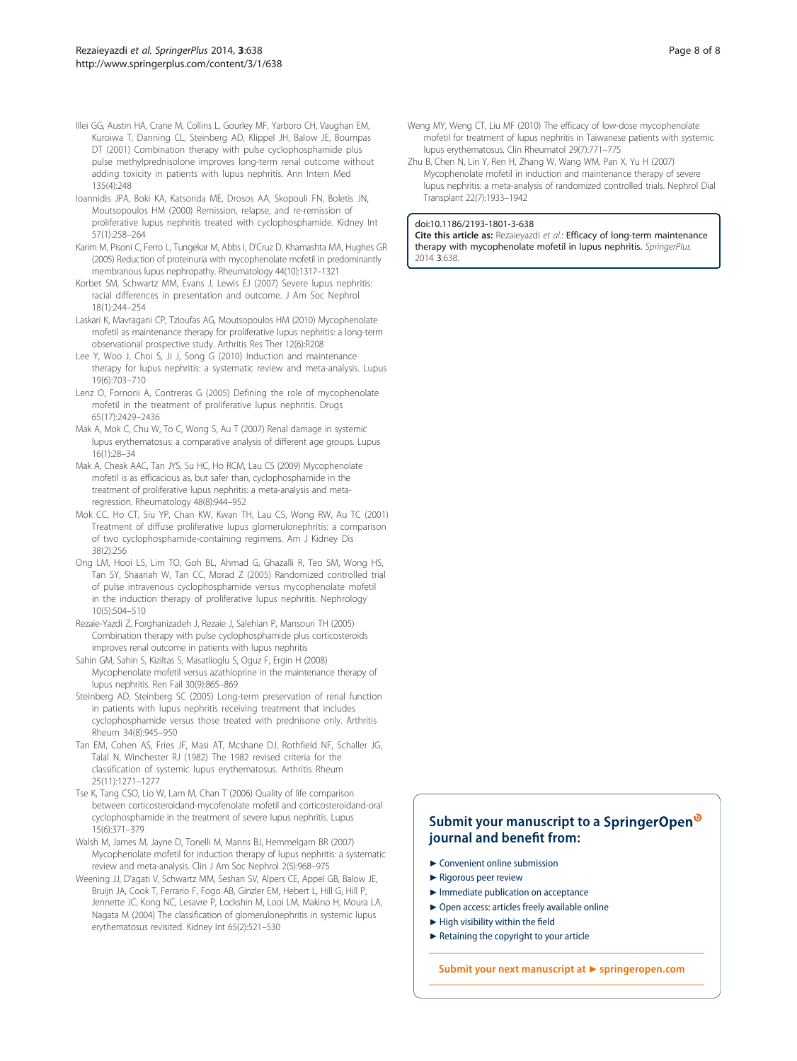Illei GG, Austin HA, Crane M, Collins L, Gourley MF, Yarboro CH, Vaughan EM, Kuroiwa T, Danning CL, Steinberg AD, Klippel JH, Balow JE, Boumpas DT (2001) Combination therapy with pulse cyclophosphamide plus pulse methylprednisolone improves long-term renal outcome without adding toxicity in patients with lupus nephritis. Ann Intern Med 135(4):248

Ioannidis JPA, Boki KA, Katsorida ME, Drosos AA, Skopouli FN, Boletis JN, Moutsopoulos HM (2000) Remission, relapse, and re-remission of proliferative lupus nephritis treated with cyclophosphamide. Kidney Int 57(1):258–264

Karim M, Pisoni C, Ferro L, Tungekar M, Abbs I, D'Cruz D, Khamashta MA, Hughes GR (2005) Reduction of proteinuria with mycophenolate mofetil in predominantly membranous lupus nephropathy. Rheumatology 44(10):1317–1321

Korbet SM, Schwartz MM, Evans J, Lewis EJ (2007) Severe lupus nephritis: racial differences in presentation and outcome. J Am Soc Nephrol 18(1):244–254

Laskari K, Mavragani CP, Tzioufas AG, Moutsopoulos HM (2010) Mycophenolate mofetil as maintenance therapy for proliferative lupus nephritis: a long-term observational prospective study. Arthritis Res Ther 12(6):R208

Lee Y, Woo J, Choi S, Ji J, Song G (2010) Induction and maintenance therapy for lupus nephritis: a systematic review and meta-analysis. Lupus 19(6):703–710

Lenz O, Fornoni A, Contreras G (2005) Defining the role of mycophenolate mofetil in the treatment of proliferative lupus nephritis. Drugs 65(17):2429–2436

Mak A, Mok C, Chu W, To C, Wong S, Au T (2007) Renal damage in systemic lupus erythematosus: a comparative analysis of different age groups. Lupus 16(1):28–34

Mak A, Cheak AAC, Tan JYS, Su HC, Ho RCM, Lau CS (2009) Mycophenolate mofetil is as efficacious as, but safer than, cyclophosphamide in the treatment of proliferative lupus nephritis: a meta-analysis and meta-regression. Rheumatology 48(8):944–952

Mok CC, Ho CT, Siu YP, Chan KW, Kwan TH, Lau CS, Wong RW, Au TC (2001) Treatment of diffuse proliferative lupus glomerulonephritis: a comparison of two cyclophosphamide-containing regimens. Am J Kidney Dis 38(2):256

Ong LM, Hooi LS, Lim TO, Goh BL, Ahmad G, Ghazalli R, Teo SM, Wong HS, Tan SY, Shaariah W, Tan CC, Morad Z (2005) Randomized controlled trial of pulse intravenous cyclophosphamide versus mycophenolate mofetil in the induction therapy of proliferative lupus nephritis. Nephrology 10(5):504–510

Rezaie-Yazdi Z, Forghanizadeh J, Rezaie J, Salehian P, Mansouri TH (2005) Combination therapy with pulse cyclophosphamide plus corticosteroids improves renal outcome in patients with lupus nephritis

Sahin GM, Sahin S, Kiziltas S, Masatlioglu S, Oguz F, Ergin H (2008) Mycophenolate mofetil versus azathioprine in the maintenance therapy of lupus nephritis. Ren Fail 30(9):865–869

Steinberg AD, Steinberg SC (2005) Long-term preservation of renal function in patients with lupus nephritis receiving treatment that includes cyclophosphamide versus those treated with prednisone only. Arthritis Rheum 34(8):945–950

Tan EM, Cohen AS, Fries JF, Masi AT, Mcshane DJ, Rothfield NF, Schaller JG, Talal N, Winchester RJ (1982) The 1982 revised criteria for the classification of systemic lupus erythematosus. Arthritis Rheum 25(11):1271–1277

Tse K, Tang CSO, Lio W, Lam M, Chan T (2006) Quality of life comparison between corticosteroidand-mycofenolate mofetil and corticosteroidand-oral cyclophosphamide in the treatment of severe lupus nephritis. Lupus 15(6):371–379

Walsh M, James M, Jayne D, Tonelli M, Manns BJ, Hemmelgarn BR (2007) Mycophenolate mofetil for induction therapy of lupus nephritis: a systematic review and meta-analysis. Clin J Am Soc Nephrol 2(5):968–975

Weening JJ, D'agati V, Schwartz MM, Seshan SV, Alpers CE, Appel GB, Balow JE, Bruijn JA, Cook T, Ferrario F, Fogo AB, Ginzler EM, Hebert L, Hill G, Hill P, Jennette JC, Kong NC, Lesavre P, Lockshin M, Looi LM, Makino H, Moura LA, Nagata M (2004) The classification of glomerulonephritis in systemic lupus erythematosus revisited. Kidney Int 65(2):521–530

Weng MY, Weng CT, Liu MF (2010) The efficacy of low-dose mycophenolate mofetil for treatment of lupus nephritis in Taiwanese patients with systemic lupus erythematosus. Clin Rheumatol 29(7):771–775

Zhu B, Chen N, Lin Y, Ren H, Zhang W, Wang WM, Pan X, Yu H (2007) Mycophenolate mofetil in induction and maintenance therapy of severe lupus nephritis: a meta-analysis of randomized controlled trials. Nephrol Dial Transplant 22(7):1933–1942

doi:10.1186/2193-1801-3-638

**Cite this article as:** Rezaieyazdi *et al.*: Efficacy of long-term maintenance therapy with mycophenolate mofetil in lupus nephritis. *SpringerPlus* 2014 **3**:638.

**Submit your manuscript to a SpringerOpen journal and benefit from:**

- ► Convenient online submission
- ► Rigorous peer review
- ► Immediate publication on acceptance
- ► Open access: articles freely available online
- ► High visibility within the field
- ► Retaining the copyright to your article

**Submit your next manuscript at ► springeropen.com**